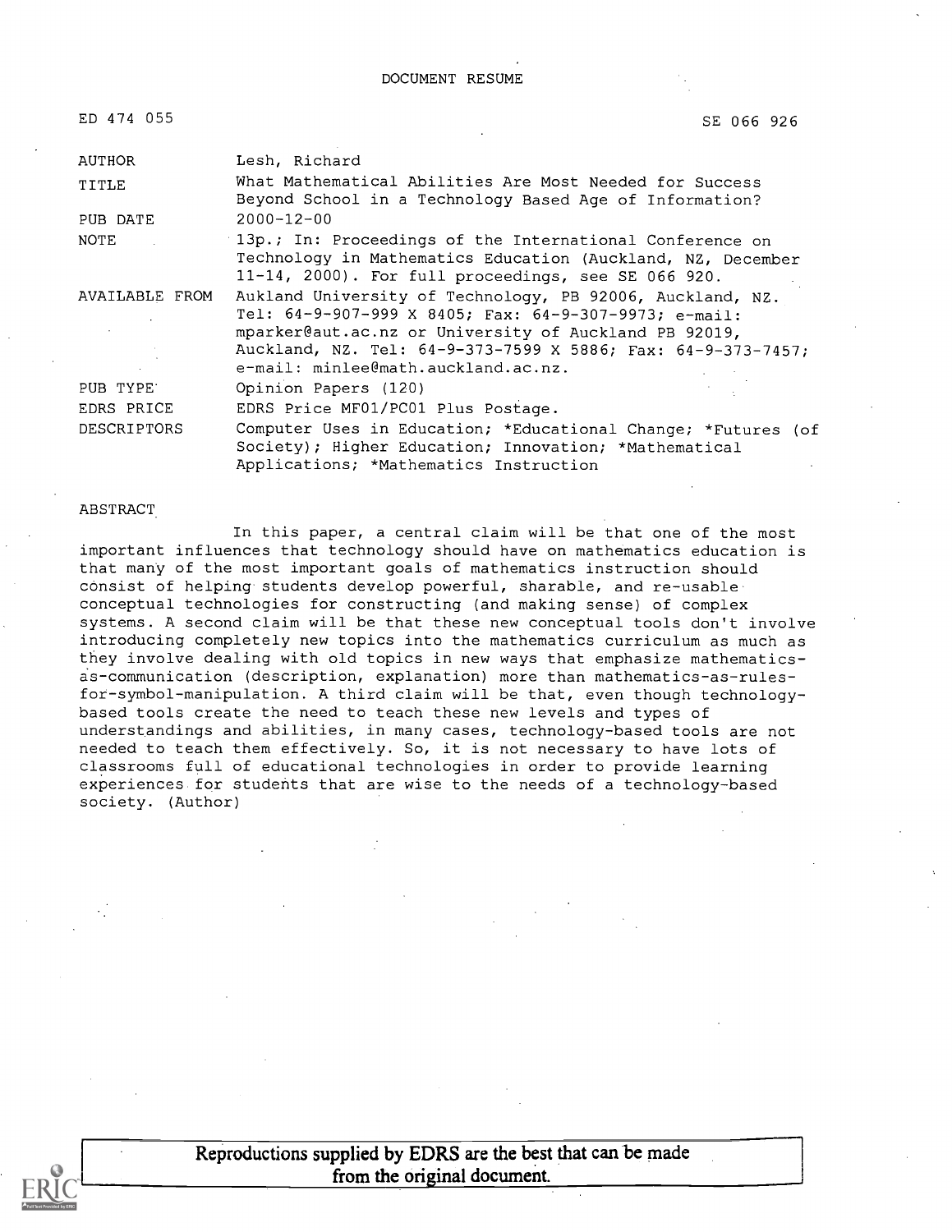DOCUMENT RESUME

ED 474 055 SE 066 926

| | |
|---|---|
| AUTHOR | Lesh, Richard |
| TITLE | What Mathematical Abilities Are Most Needed for Success Beyond School in a Technology Based Age of Information? |
| PUB DATE | 2000-12-00 |
| NOTE | 13p.; In: Proceedings of the International Conference on Technology in Mathematics Education (Auckland, NZ, December 11-14, 2000). For full proceedings, see SE 066 920. |
| AVAILABLE FROM | Aukland University of Technology, PB 92006, Auckland, NZ. Tel: 64-9-907-999 X 8405; Fax: 64-9-307-9973; e-mail: mparker@aut.ac.nz or University of Auckland PB 92019, Auckland, NZ. Tel: 64-9-373-7599 X 5886; Fax: 64-9-373-7457; e-mail: minlee@math.auckland.ac.nz. |
| PUB TYPE | Opinion Papers (120) |
| EDRS PRICE | EDRS Price MF01/PC01 Plus Postage. |
| DESCRIPTORS | Computer Uses in Education; *Educational Change; *Futures (of Society); Higher Education; Innovation; *Mathematical Applications; *Mathematics Instruction |

ABSTRACT

In this paper, a central claim will be that one of the most important influences that technology should have on mathematics education is that many of the most important goals of mathematics instruction should consist of helping students develop powerful, sharable, and re-usable conceptual technologies for constructing (and making sense) of complex systems. A second claim will be that these new conceptual tools don't involve introducing completely new topics into the mathematics curriculum as much as they involve dealing with old topics in new ways that emphasize mathematics-as-communication (description, explanation) more than mathematics-as-rules-for-symbol-manipulation. A third claim will be that, even though technology-based tools create the need to teach these new levels and types of understandings and abilities, in many cases, technology-based tools are not needed to teach them effectively. So, it is not necessary to have lots of classrooms full of educational technologies in order to provide learning experiences for students that are wise to the needs of a technology-based society. (Author)

Reproductions supplied by EDRS are the best that can be made from the original document.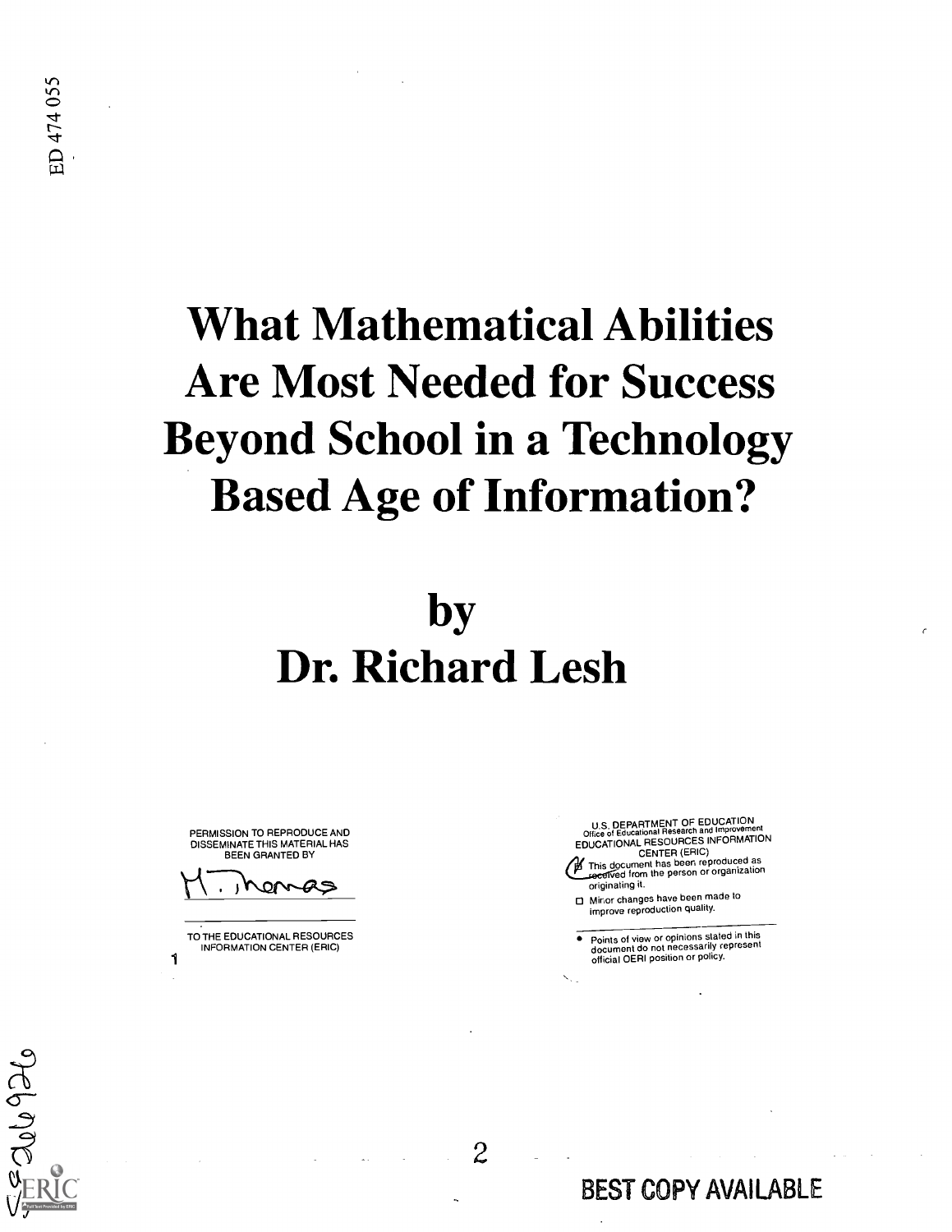# What Mathematical Abilities Are Most Needed for Success Beyond School in a Technology Based Age of Information?

# by
# Dr. Richard Lesh

PERMISSION TO REPRODUCE AND DISSEMINATE THIS MATERIAL HAS BEEN GRANTED BY

M. Thomas

TO THE EDUCATIONAL RESOURCES INFORMATION CENTER (ERIC)

U.S. DEPARTMENT OF EDUCATION
Office of Educational Research and Improvement
EDUCATIONAL RESOURCES INFORMATION CENTER (ERIC)

- This document has been reproduced as received from the person or organization originating it.
- Minor changes have been made to improve reproduction quality.

- Points of view or opinions stated in this document do not necessarily represent official OERI position or policy.

BEST COPY AVAILABLE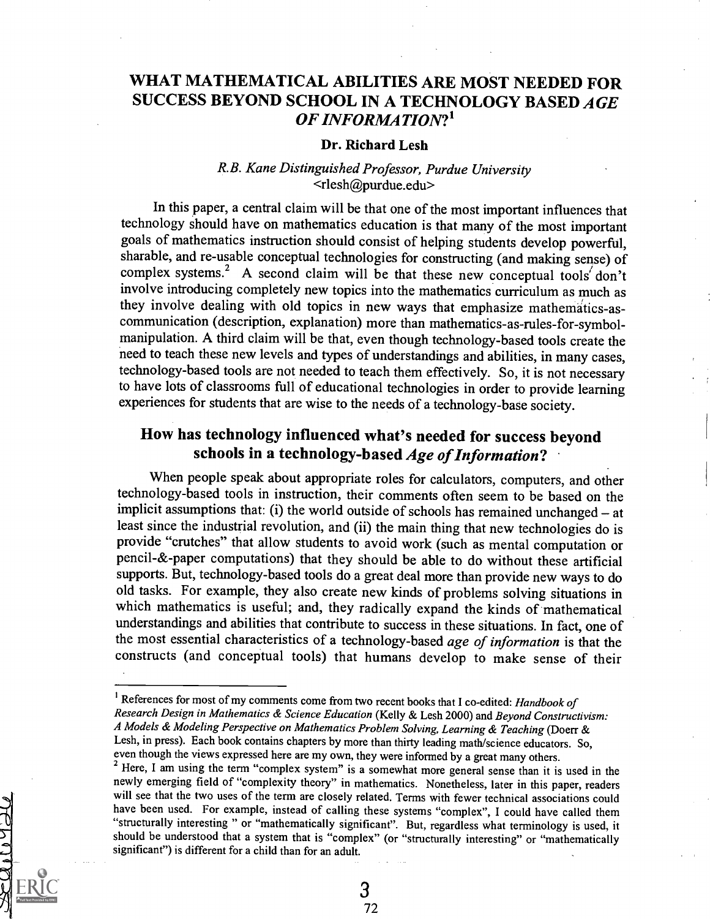# WHAT MATHEMATICAL ABILITIES ARE MOST NEEDED FOR SUCCESS BEYOND SCHOOL IN A TECHNOLOGY BASED *AGE OF INFORMATION*?[1]

**Dr. Richard Lesh**

*R.B. Kane Distinguished Professor, Purdue University*
<rlesh@purdue.edu>

In this paper, a central claim will be that one of the most important influences that technology should have on mathematics education is that many of the most important goals of mathematics instruction should consist of helping students develop powerful, sharable, and re-usable conceptual technologies for constructing (and making sense) of complex systems.[2] A second claim will be that these new conceptual tools don't involve introducing completely new topics into the mathematics curriculum as much as they involve dealing with old topics in new ways that emphasize mathematics-as-communication (description, explanation) more than mathematics-as-rules-for-symbol-manipulation. A third claim will be that, even though technology-based tools create the need to teach these new levels and types of understandings and abilities, in many cases, technology-based tools are not needed to teach them effectively. So, it is not necessary to have lots of classrooms full of educational technologies in order to provide learning experiences for students that are wise to the needs of a technology-base society.

## How has technology influenced what's needed for success beyond schools in a technology-based *Age of Information*?

When people speak about appropriate roles for calculators, computers, and other technology-based tools in instruction, their comments often seem to be based on the implicit assumptions that: (i) the world outside of schools has remained unchanged – at least since the industrial revolution, and (ii) the main thing that new technologies do is provide "crutches" that allow students to avoid work (such as mental computation or pencil-&-paper computations) that they should be able to do without these artificial supports. But, technology-based tools do a great deal more than provide new ways to do old tasks. For example, they also create new kinds of problems solving situations in which mathematics is useful; and, they radically expand the kinds of mathematical understandings and abilities that contribute to success in these situations. In fact, one of the most essential characteristics of a technology-based *age of information* is that the constructs (and conceptual tools) that humans develop to make sense of their

---

[1] References for most of my comments come from two recent books that I co-edited: *Handbook of Research Design in Mathematics & Science Education* (Kelly & Lesh 2000) and *Beyond Constructivism: A Models & Modeling Perspective on Mathematics Problem Solving, Learning & Teaching* (Doerr & Lesh, in press). Each book contains chapters by more than thirty leading math/science educators. So, even though the views expressed here are my own, they were informed by a great many others.

[2] Here, I am using the term "complex system" is a somewhat more general sense than it is used in the newly emerging field of "complexity theory" in mathematics. Nonetheless, later in this paper, readers will see that the two uses of the term are closely related. Terms with fewer technical associations could have been used. For example, instead of calling these systems "complex", I could have called them "structurally interesting " or "mathematically significant". But, regardless what terminology is used, it should be understood that a system that is "complex" (or "structurally interesting" or "mathematically significant") is different for a child than for an adult.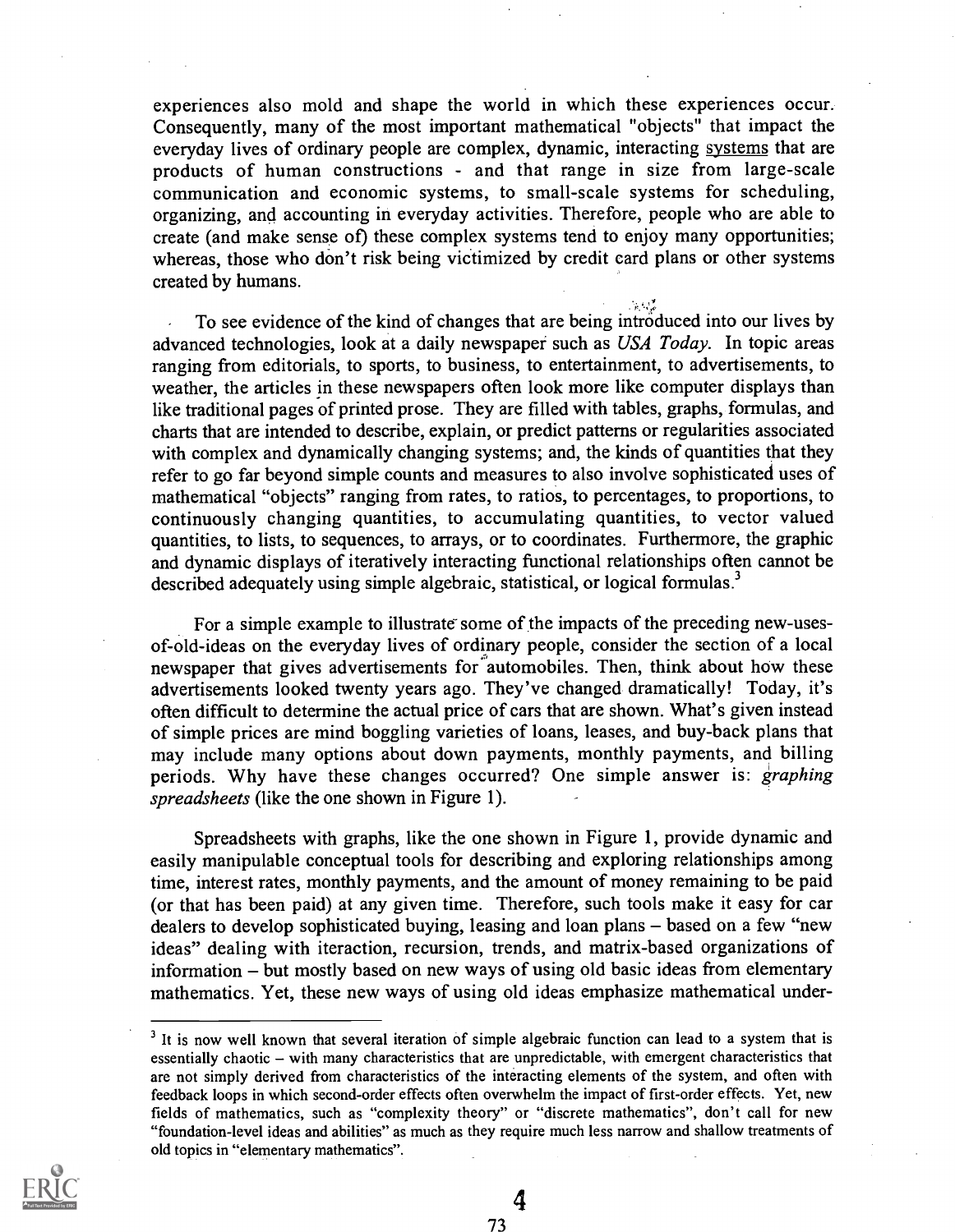experiences also mold and shape the world in which these experiences occur. Consequently, many of the most important mathematical "objects" that impact the everyday lives of ordinary people are complex, dynamic, interacting <u>systems</u> that are products of human constructions - and that range in size from large-scale communication and economic systems, to small-scale systems for scheduling, organizing, and accounting in everyday activities. Therefore, people who are able to create (and make sense of) these complex systems tend to enjoy many opportunities; whereas, those who don't risk being victimized by credit card plans or other systems created by humans.

To see evidence of the kind of changes that are being introduced into our lives by advanced technologies, look at a daily newspaper such as *USA Today*. In topic areas ranging from editorials, to sports, to business, to entertainment, to advertisements, to weather, the articles in these newspapers often look more like computer displays than like traditional pages of printed prose. They are filled with tables, graphs, formulas, and charts that are intended to describe, explain, or predict patterns or regularities associated with complex and dynamically changing systems; and, the kinds of quantities that they refer to go far beyond simple counts and measures to also involve sophisticated uses of mathematical "objects" ranging from rates, to ratios, to percentages, to proportions, to continuously changing quantities, to accumulating quantities, to vector valued quantities, to lists, to sequences, to arrays, or to coordinates. Furthermore, the graphic and dynamic displays of iteratively interacting functional relationships often cannot be described adequately using simple algebraic, statistical, or logical formulas.[3]

For a simple example to illustrate some of the impacts of the preceding new-uses-of-old-ideas on the everyday lives of ordinary people, consider the section of a local newspaper that gives advertisements for automobiles. Then, think about how these advertisements looked twenty years ago. They've changed dramatically! Today, it's often difficult to determine the actual price of cars that are shown. What's given instead of simple prices are mind boggling varieties of loans, leases, and buy-back plans that may include many options about down payments, monthly payments, and billing periods. Why have these changes occurred? One simple answer is: *graphing spreadsheets* (like the one shown in Figure 1).

Spreadsheets with graphs, like the one shown in Figure 1, provide dynamic and easily manipulable conceptual tools for describing and exploring relationships among time, interest rates, monthly payments, and the amount of money remaining to be paid (or that has been paid) at any given time. Therefore, such tools make it easy for car dealers to develop sophisticated buying, leasing and loan plans – based on a few "new ideas" dealing with iteraction, recursion, trends, and matrix-based organizations of information – but mostly based on new ways of using old basic ideas from elementary mathematics. Yet, these new ways of using old ideas emphasize mathematical under-

---

[3] It is now well known that several iteration of simple algebraic function can lead to a system that is essentially chaotic – with many characteristics that are unpredictable, with emergent characteristics that are not simply derived from characteristics of the interacting elements of the system, and often with feedback loops in which second-order effects often overwhelm the impact of first-order effects. Yet, new fields of mathematics, such as "complexity theory" or "discrete mathematics", don't call for new "foundation-level ideas and abilities" as much as they require much less narrow and shallow treatments of old topics in "elementary mathematics".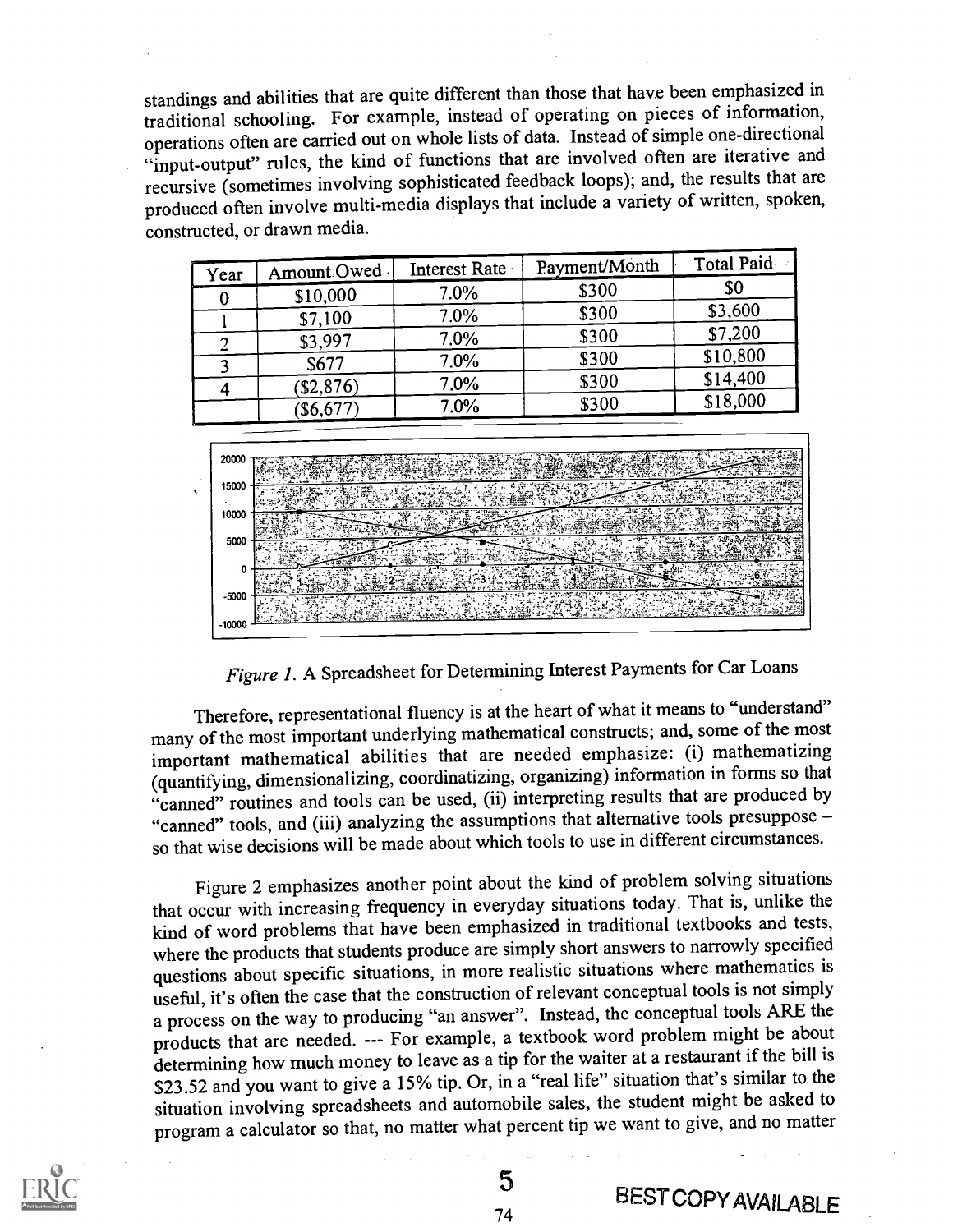standings and abilities that are quite different than those that have been emphasized in traditional schooling. For example, instead of operating on pieces of information, operations often are carried out on whole lists of data. Instead of simple one-directional "input-output" rules, the kind of functions that are involved often are iterative and recursive (sometimes involving sophisticated feedback loops); and, the results that are produced often involve multi-media displays that include a variety of written, spoken, constructed, or drawn media.

| Year | Amount Owed | Interest Rate | Payment/Month | Total Paid |
|---|---|---|---|---|
| 0 | $10,000 | 7.0% | $300 | $0 |
| 1 | $7,100 | 7.0% | $300 | $3,600 |
| 2 | $3,997 | 7.0% | $300 | $7,200 |
| 3 | $677 | 7.0% | $300 | $10,800 |
| 4 | ($2,876) | 7.0% | $300 | $14,400 |
| | ($6,677) | 7.0% | $300 | $18,000 |

*Figure 1.* A Spreadsheet for Determining Interest Payments for Car Loans

Therefore, representational fluency is at the heart of what it means to "understand" many of the most important underlying mathematical constructs; and, some of the most important mathematical abilities that are needed emphasize: (i) mathematizing (quantifying, dimensionalizing, coordinatizing, organizing) information in forms so that "canned" routines and tools can be used, (ii) interpreting results that are produced by "canned" tools, and (iii) analyzing the assumptions that alternative tools presuppose – so that wise decisions will be made about which tools to use in different circumstances.

Figure 2 emphasizes another point about the kind of problem solving situations that occur with increasing frequency in everyday situations today. That is, unlike the kind of word problems that have been emphasized in traditional textbooks and tests, where the products that students produce are simply short answers to narrowly specified questions about specific situations, in more realistic situations where mathematics is useful, it's often the case that the construction of relevant conceptual tools is not simply a process on the way to producing "an answer". Instead, the conceptual tools ARE the products that are needed. --- For example, a textbook word problem might be about determining how much money to leave as a tip for the waiter at a restaurant if the bill is $23.52 and you want to give a 15% tip. Or, in a "real life" situation that's similar to the situation involving spreadsheets and automobile sales, the student might be asked to program a calculator so that, no matter what percent tip we want to give, and no matter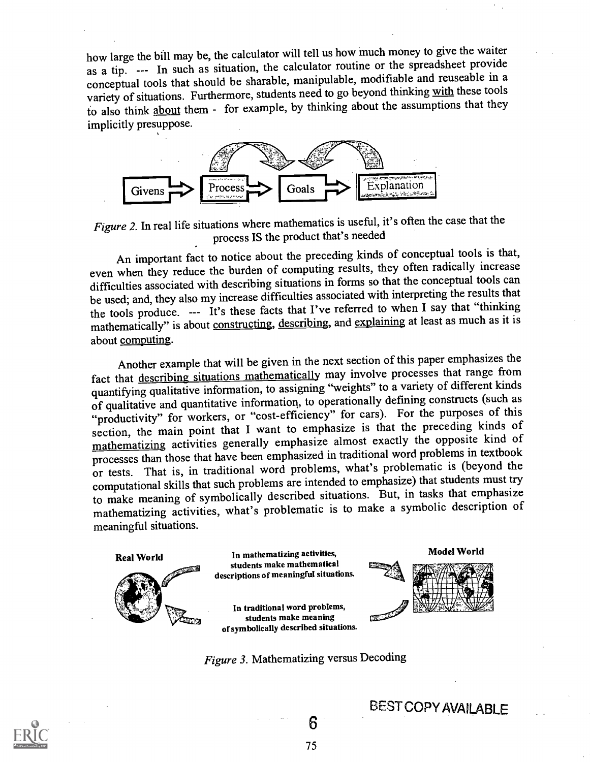how large the bill may be, the calculator will tell us how much money to give the waiter as a tip. --- In such as situation, the calculator routine or the spreadsheet provide conceptual tools that should be sharable, manipulable, modifiable and reuseable in a variety of situations. Furthermore, students need to go beyond thinking with these tools to also think about them - for example, by thinking about the assumptions that they implicitly presuppose.

Givens → Process → Goals → Explanation

*Figure 2.* In real life situations where mathematics is useful, it's often the case that the process IS the product that's needed

An important fact to notice about the preceding kinds of conceptual tools is that, even when they reduce the burden of computing results, they often radically increase difficulties associated with describing situations in forms so that the conceptual tools can be used; and, they also my increase difficulties associated with interpreting the results that the tools produce. --- It's these facts that I've referred to when I say that "thinking mathematically" is about constructing, describing, and explaining at least as much as it is about computing.

Another example that will be given in the next section of this paper emphasizes the fact that describing situations mathematically may involve processes that range from quantifying qualitative information, to assigning "weights" to a variety of different kinds of qualitative and quantitative information, to operationally defining constructs (such as "productivity" for workers, or "cost-efficiency" for cars). For the purposes of this section, the main point that I want to emphasize is that the preceding kinds of mathematizing activities generally emphasize almost exactly the opposite kind of processes than those that have been emphasized in traditional word problems in textbook or tests. That is, in traditional word problems, what's problematic is (beyond the computational skills that such problems are intended to emphasize) that students must try to make meaning of symbolically described situations. But, in tasks that emphasize mathematizing activities, what's problematic is to make a symbolic description of meaningful situations.

**Real World** | **Model World**

**In mathematizing activities, students make mathematical descriptions of meaningful situations.**

**In traditional word problems, students make meaning of symbolically described situations.**

*Figure 3.* Mathematizing versus Decoding

BEST COPY AVAILABLE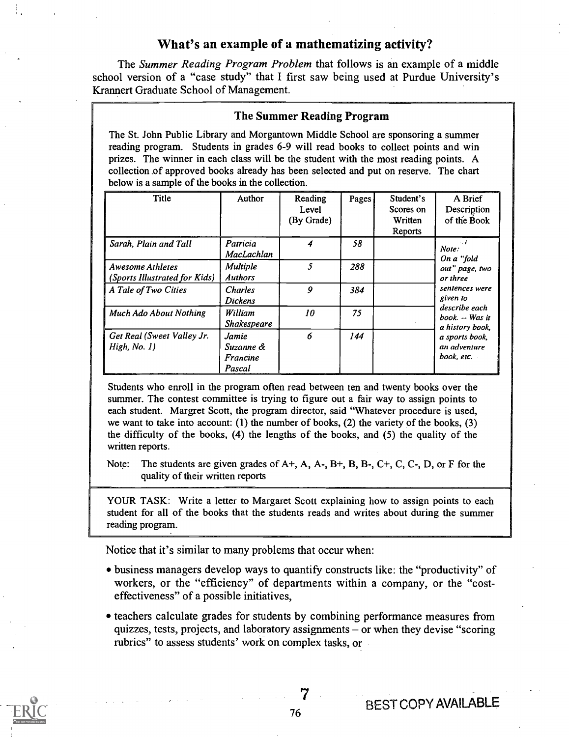## What's an example of a mathematizing activity?

The *Summer Reading Program Problem* that follows is an example of a middle school version of a "case study" that I first saw being used at Purdue University's Krannert Graduate School of Management.

### The Summer Reading Program

The St. John Public Library and Morgantown Middle School are sponsoring a summer reading program. Students in grades 6-9 will read books to collect points and win prizes. The winner in each class will be the student with the most reading points. A collection of approved books already has been selected and put on reserve. The chart below is a sample of the books in the collection.

| Title | Author | Reading Level (By Grade) | Pages | Student's Scores on Written Reports | A Brief Description of the Book |
|---|---|---|---|---|---|
| *Sarah, Plain and Tall* | *Patricia MacLachlan* | *4* | *58* | | *Note: On a "fold out" page, two or three sentences were given to describe each book. -- Was it a history book, a sports book, an adventure book, etc.* |
| *Awesome Athletes (Sports Illustrated for Kids)* | *Multiple Authors* | *5* | *288* | | |
| *A Tale of Two Cities* | *Charles Dickens* | *9* | *384* | | |
| *Much Ado About Nothing* | *William Shakespeare* | *10* | *75* | | |
| *Get Real (Sweet Valley Jr. High, No. 1)* | *Jamie Suzanne & Francine Pascal* | *6* | *144* | | |

Students who enroll in the program often read between ten and twenty books over the summer. The contest committee is trying to figure out a fair way to assign points to each student. Margret Scott, the program director, said "Whatever procedure is used, we want to take into account: (1) the number of books, (2) the variety of the books, (3) the difficulty of the books, (4) the lengths of the books, and (5) the quality of the written reports.

Note: The students are given grades of A+, A, A-, B+, B, B-, C+, C, C-, D, or F for the quality of their written reports

YOUR TASK: Write a letter to Margaret Scott explaining how to assign points to each student for all of the books that the students reads and writes about during the summer reading program.

Notice that it's similar to many problems that occur when:

- business managers develop ways to quantify constructs like: the "productivity" of workers, or the "efficiency" of departments within a company, or the "cost-effectiveness" of a possible initiatives,
- teachers calculate grades for students by combining performance measures from quizzes, tests, projects, and laboratory assignments – or when they devise "scoring rubrics" to assess students' work on complex tasks, or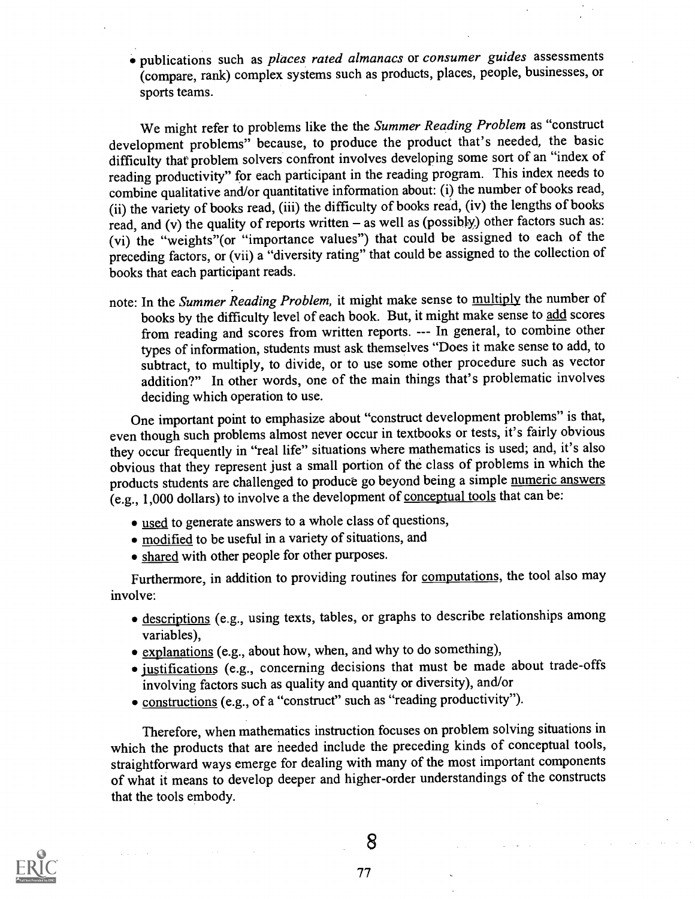- publications such as *places rated almanacs* or *consumer guides* assessments (compare, rank) complex systems such as products, places, people, businesses, or sports teams.

We might refer to problems like the the *Summer Reading Problem* as "construct development problems" because, to produce the product that's needed, the basic difficulty that problem solvers confront involves developing some sort of an "index of reading productivity" for each participant in the reading program. This index needs to combine qualitative and/or quantitative information about: (i) the number of books read, (ii) the variety of books read, (iii) the difficulty of books read, (iv) the lengths of books read, and (v) the quality of reports written – as well as (possibly) other factors such as: (vi) the "weights"(or "importance values") that could be assigned to each of the preceding factors, or (vii) a "diversity rating" that could be assigned to the collection of books that each participant reads.

note: In the *Summer Reading Problem,* it might make sense to <u>multiply</u> the number of books by the difficulty level of each book. But, it might make sense to <u>add</u> scores from reading and scores from written reports. --- In general, to combine other types of information, students must ask themselves "Does it make sense to add, to subtract, to multiply, to divide, or to use some other procedure such as vector addition?" In other words, one of the main things that's problematic involves deciding which operation to use.

One important point to emphasize about "construct development problems" is that, even though such problems almost never occur in textbooks or tests, it's fairly obvious they occur frequently in "real life" situations where mathematics is used; and, it's also obvious that they represent just a small portion of the class of problems in which the products students are challenged to produce go beyond being a simple <u>numeric answers</u> (e.g., 1,000 dollars) to involve a the development of <u>conceptual tools</u> that can be:

- <u>used</u> to generate answers to a whole class of questions,
- <u>modified</u> to be useful in a variety of situations, and
- <u>shared</u> with other people for other purposes.

Furthermore, in addition to providing routines for <u>computations</u>, the tool also may involve:

- <u>descriptions</u> (e.g., using texts, tables, or graphs to describe relationships among variables),
- <u>explanations</u> (e.g., about how, when, and why to do something),
- <u>justifications</u> (e.g., concerning decisions that must be made about trade-offs involving factors such as quality and quantity or diversity), and/or
- <u>constructions</u> (e.g., of a "construct" such as "reading productivity").

Therefore, when mathematics instruction focuses on problem solving situations in which the products that are needed include the preceding kinds of conceptual tools, straightforward ways emerge for dealing with many of the most important components of what it means to develop deeper and higher-order understandings of the constructs that the tools embody.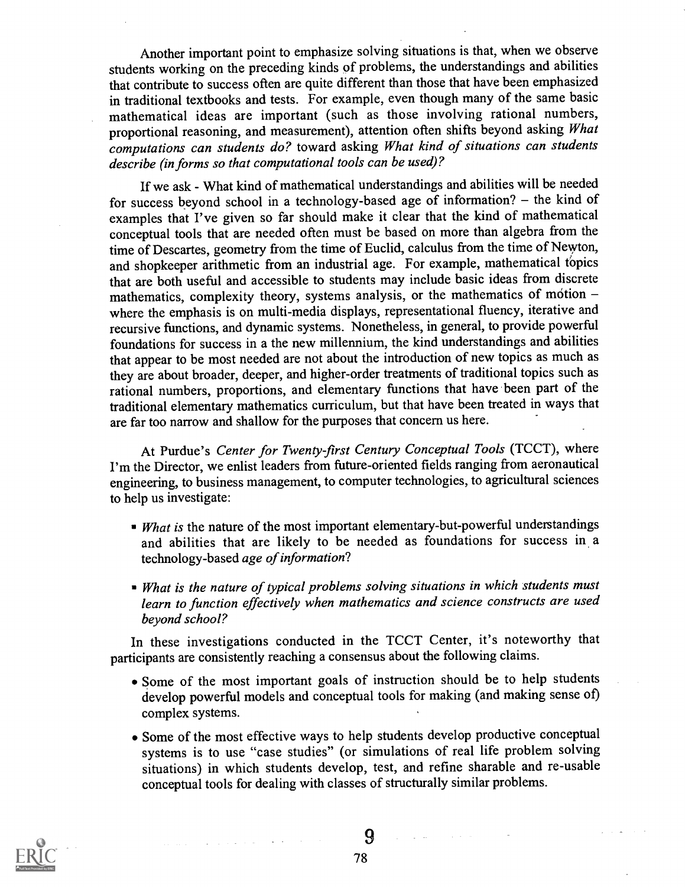Another important point to emphasize solving situations is that, when we observe students working on the preceding kinds of problems, the understandings and abilities that contribute to success often are quite different than those that have been emphasized in traditional textbooks and tests. For example, even though many of the same basic mathematical ideas are important (such as those involving rational numbers, proportional reasoning, and measurement), attention often shifts beyond asking *What computations can students do?* toward asking *What kind of situations can students describe (in forms so that computational tools can be used)?*

If we ask - What kind of mathematical understandings and abilities will be needed for success beyond school in a technology-based age of information? – the kind of examples that I've given so far should make it clear that the kind of mathematical conceptual tools that are needed often must be based on more than algebra from the time of Descartes, geometry from the time of Euclid, calculus from the time of Newton, and shopkeeper arithmetic from an industrial age. For example, mathematical topics that are both useful and accessible to students may include basic ideas from discrete mathematics, complexity theory, systems analysis, or the mathematics of motion – where the emphasis is on multi-media displays, representational fluency, iterative and recursive functions, and dynamic systems. Nonetheless, in general, to provide powerful foundations for success in a the new millennium, the kind understandings and abilities that appear to be most needed are not about the introduction of new topics as much as they are about broader, deeper, and higher-order treatments of traditional topics such as rational numbers, proportions, and elementary functions that have been part of the traditional elementary mathematics curriculum, but that have been treated in ways that are far too narrow and shallow for the purposes that concern us here.

At Purdue's *Center for Twenty-first Century Conceptual Tools* (TCCT), where I'm the Director, we enlist leaders from future-oriented fields ranging from aeronautical engineering, to business management, to computer technologies, to agricultural sciences to help us investigate:

- *What is* the nature of the most important elementary-but-powerful understandings and abilities that are likely to be needed as foundations for success in a technology-based *age of information*?
- *What is the nature of typical problems solving situations in which students must learn to function effectively when mathematics and science constructs are used beyond school?*

In these investigations conducted in the TCCT Center, it's noteworthy that participants are consistently reaching a consensus about the following claims.

- Some of the most important goals of instruction should be to help students develop powerful models and conceptual tools for making (and making sense of) complex systems.
- Some of the most effective ways to help students develop productive conceptual systems is to use "case studies" (or simulations of real life problem solving situations) in which students develop, test, and refine sharable and re-usable conceptual tools for dealing with classes of structurally similar problems.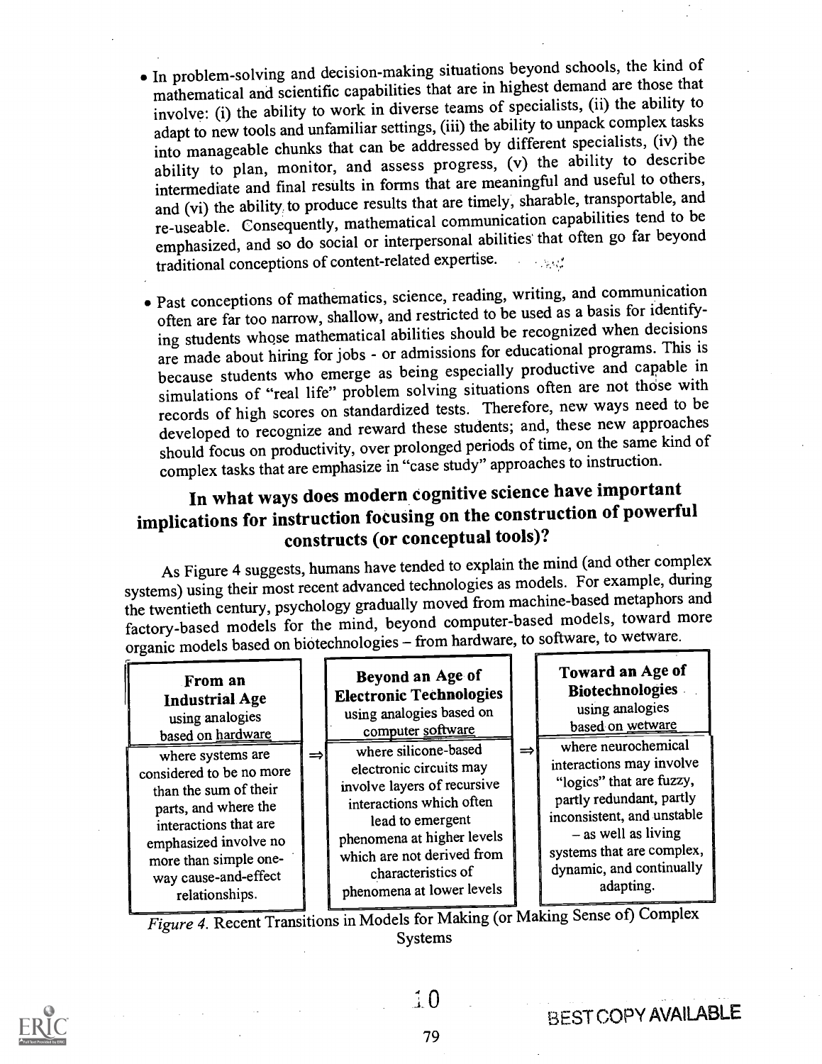- In problem-solving and decision-making situations beyond schools, the kind of mathematical and scientific capabilities that are in highest demand are those that involve: (i) the ability to work in diverse teams of specialists, (ii) the ability to adapt to new tools and unfamiliar settings, (iii) the ability to unpack complex tasks into manageable chunks that can be addressed by different specialists, (iv) the ability to plan, monitor, and assess progress, (v) the ability to describe intermediate and final results in forms that are meaningful and useful to others, and (vi) the ability to produce results that are timely, sharable, transportable, and re-useable. Consequently, mathematical communication capabilities tend to be emphasized, and so do social or interpersonal abilities that often go far beyond traditional conceptions of content-related expertise.

- Past conceptions of mathematics, science, reading, writing, and communication often are far too narrow, shallow, and restricted to be used as a basis for identifying students whose mathematical abilities should be recognized when decisions are made about hiring for jobs - or admissions for educational programs. This is because students who emerge as being especially productive and capable in simulations of "real life" problem solving situations often are not those with records of high scores on standardized tests. Therefore, new ways need to be developed to recognize and reward these students; and, these new approaches should focus on productivity, over prolonged periods of time, on the same kind of complex tasks that are emphasize in "case study" approaches to instruction.

## In what ways does modern cognitive science have important implications for instruction focusing on the construction of powerful constructs (or conceptual tools)?

As Figure 4 suggests, humans have tended to explain the mind (and other complex systems) using their most recent advanced technologies as models. For example, during the twentieth century, psychology gradually moved from machine-based metaphors and factory-based models for the mind, beyond computer-based models, toward more organic models based on biotechnologies – from hardware, to software, to wetware.

| **From an Industrial Age** using analogies based on hardware | | **Beyond an Age of Electronic Technologies** using analogies based on computer software | | **Toward an Age of Biotechnologies** using analogies based on wetware |
|---|---|---|---|---|
| where systems are considered to be no more than the sum of their parts, and where the interactions that are emphasized involve no more than simple one-way cause-and-effect relationships. | ⇒ | where silicone-based electronic circuits may involve layers of recursive interactions which often lead to emergent phenomena at higher levels which are not derived from characteristics of phenomena at lower levels | ⇒ | where neurochemical interactions may involve "logics" that are fuzzy, partly redundant, partly inconsistent, and unstable – as well as living systems that are complex, dynamic, and continually adapting. |

*Figure 4.* Recent Transitions in Models for Making (or Making Sense of) Complex Systems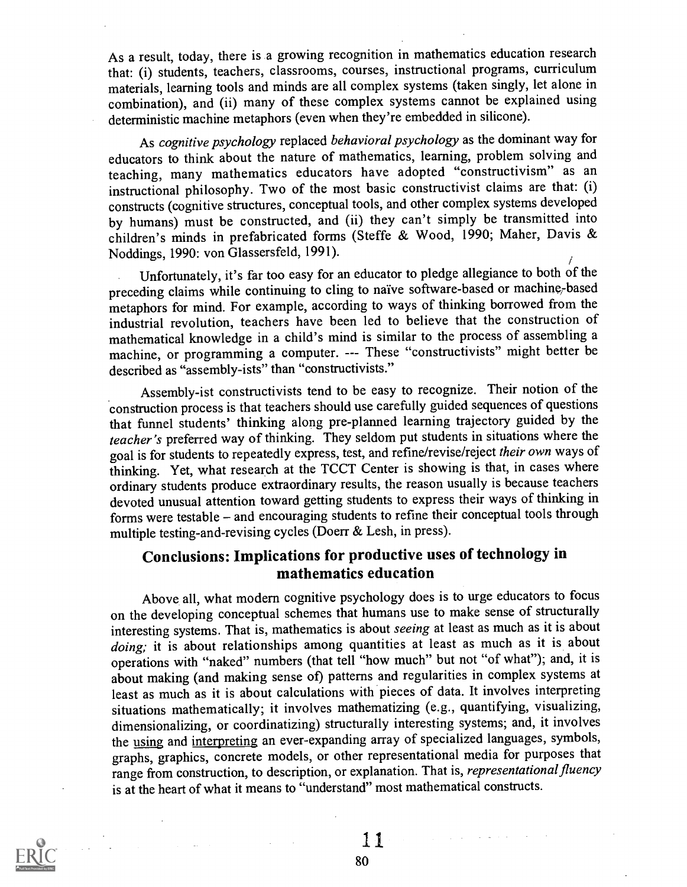As a result, today, there is a growing recognition in mathematics education research that: (i) students, teachers, classrooms, courses, instructional programs, curriculum materials, learning tools and minds are all complex systems (taken singly, let alone in combination), and (ii) many of these complex systems cannot be explained using deterministic machine metaphors (even when they're embedded in silicone).

As *cognitive psychology* replaced *behavioral psychology* as the dominant way for educators to think about the nature of mathematics, learning, problem solving and teaching, many mathematics educators have adopted "constructivism" as an instructional philosophy. Two of the most basic constructivist claims are that: (i) constructs (cognitive structures, conceptual tools, and other complex systems developed by humans) must be constructed, and (ii) they can't simply be transmitted into children's minds in prefabricated forms (Steffe & Wood, 1990; Maher, Davis & Noddings, 1990: von Glassersfeld, 1991).

Unfortunately, it's far too easy for an educator to pledge allegiance to both of the preceding claims while continuing to cling to naïve software-based or machine-based metaphors for mind. For example, according to ways of thinking borrowed from the industrial revolution, teachers have been led to believe that the construction of mathematical knowledge in a child's mind is similar to the process of assembling a machine, or programming a computer. --- These "constructivists" might better be described as "assembly-ists" than "constructivists."

Assembly-ist constructivists tend to be easy to recognize. Their notion of the construction process is that teachers should use carefully guided sequences of questions that funnel students' thinking along pre-planned learning trajectory guided by the *teacher's* preferred way of thinking. They seldom put students in situations where the goal is for students to repeatedly express, test, and refine/revise/reject *their own* ways of thinking. Yet, what research at the TCCT Center is showing is that, in cases where ordinary students produce extraordinary results, the reason usually is because teachers devoted unusual attention toward getting students to express their ways of thinking in forms were testable – and encouraging students to refine their conceptual tools through multiple testing-and-revising cycles (Doerr & Lesh, in press).

## Conclusions: Implications for productive uses of technology in mathematics education

Above all, what modern cognitive psychology does is to urge educators to focus on the developing conceptual schemes that humans use to make sense of structurally interesting systems. That is, mathematics is about *seeing* at least as much as it is about *doing;* it is about relationships among quantities at least as much as it is about operations with "naked" numbers (that tell "how much" but not "of what"); and, it is about making (and making sense of) patterns and regularities in complex systems at least as much as it is about calculations with pieces of data. It involves interpreting situations mathematically; it involves mathematizing (e.g., quantifying, visualizing, dimensionalizing, or coordinatizing) structurally interesting systems; and, it involves the using and interpreting an ever-expanding array of specialized languages, symbols, graphs, graphics, concrete models, or other representational media for purposes that range from construction, to description, or explanation. That is, *representational fluency* is at the heart of what it means to "understand" most mathematical constructs.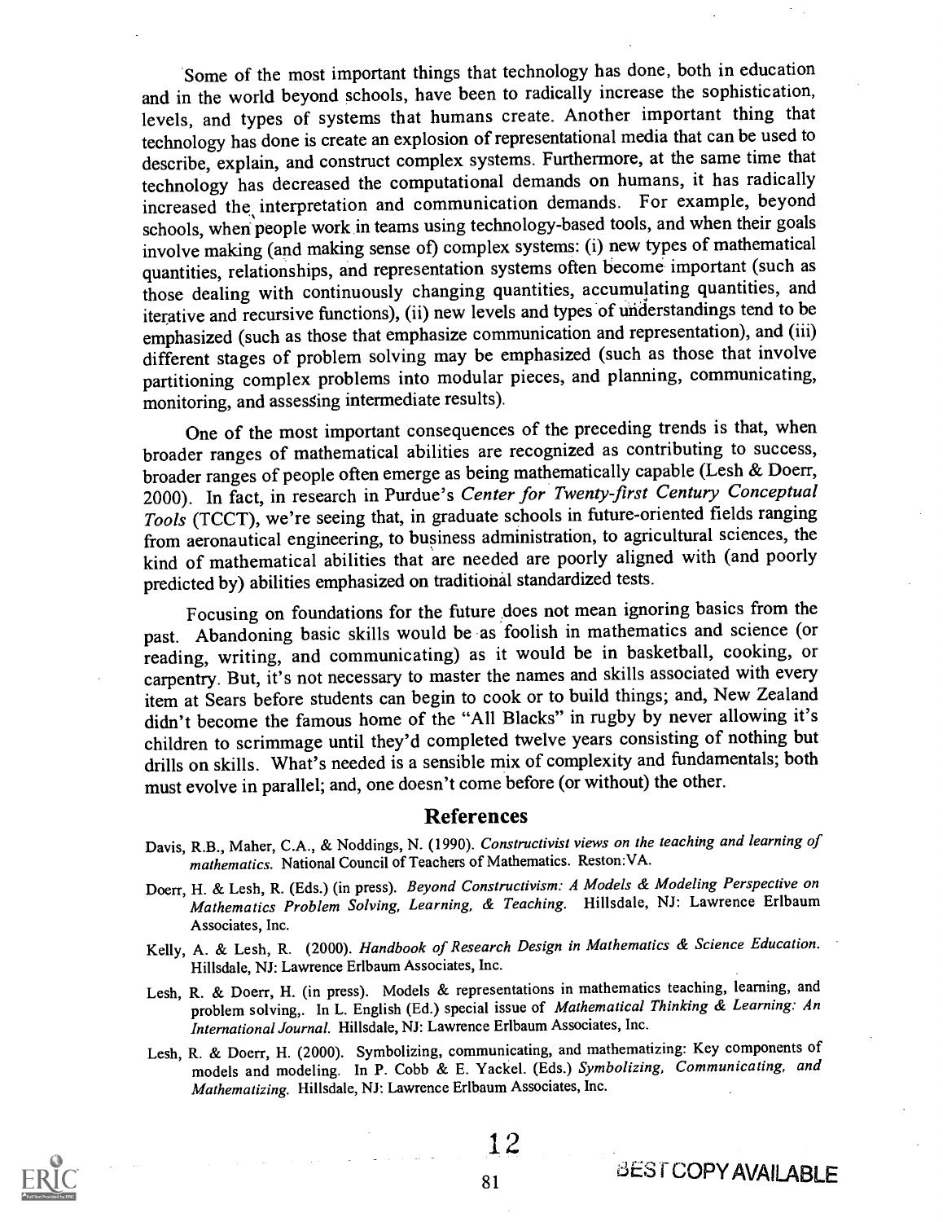Some of the most important things that technology has done, both in education and in the world beyond schools, have been to radically increase the sophistication, levels, and types of systems that humans create. Another important thing that technology has done is create an explosion of representational media that can be used to describe, explain, and construct complex systems. Furthermore, at the same time that technology has decreased the computational demands on humans, it has radically increased the interpretation and communication demands. For example, beyond schools, when people work in teams using technology-based tools, and when their goals involve making (and making sense of) complex systems: (i) new types of mathematical quantities, relationships, and representation systems often become important (such as those dealing with continuously changing quantities, accumulating quantities, and iterative and recursive functions), (ii) new levels and types of understandings tend to be emphasized (such as those that emphasize communication and representation), and (iii) different stages of problem solving may be emphasized (such as those that involve partitioning complex problems into modular pieces, and planning, communicating, monitoring, and assessing intermediate results).

One of the most important consequences of the preceding trends is that, when broader ranges of mathematical abilities are recognized as contributing to success, broader ranges of people often emerge as being mathematically capable (Lesh & Doerr, 2000). In fact, in research in Purdue's *Center for Twenty-first Century Conceptual Tools* (TCCT), we're seeing that, in graduate schools in future-oriented fields ranging from aeronautical engineering, to business administration, to agricultural sciences, the kind of mathematical abilities that are needed are poorly aligned with (and poorly predicted by) abilities emphasized on traditional standardized tests.

Focusing on foundations for the future does not mean ignoring basics from the past. Abandoning basic skills would be as foolish in mathematics and science (or reading, writing, and communicating) as it would be in basketball, cooking, or carpentry. But, it's not necessary to master the names and skills associated with every item at Sears before students can begin to cook or to build things; and, New Zealand didn't become the famous home of the "All Blacks" in rugby by never allowing it's children to scrimmage until they'd completed twelve years consisting of nothing but drills on skills. What's needed is a sensible mix of complexity and fundamentals; both must evolve in parallel; and, one doesn't come before (or without) the other.

## References

Davis, R.B., Maher, C.A., & Noddings, N. (1990). *Constructivist views on the teaching and learning of mathematics.* National Council of Teachers of Mathematics. Reston:VA.

Doerr, H. & Lesh, R. (Eds.) (in press). *Beyond Constructivism: A Models & Modeling Perspective on Mathematics Problem Solving, Learning, & Teaching.* Hillsdale, NJ: Lawrence Erlbaum Associates, Inc.

Kelly, A. & Lesh, R. (2000). *Handbook of Research Design in Mathematics & Science Education.* Hillsdale, NJ: Lawrence Erlbaum Associates, Inc.

Lesh, R. & Doerr, H. (in press). Models & representations in mathematics teaching, learning, and problem solving,. In L. English (Ed.) special issue of *Mathematical Thinking & Learning: An International Journal.* Hillsdale, NJ: Lawrence Erlbaum Associates, Inc.

Lesh, R. & Doerr, H. (2000). Symbolizing, communicating, and mathematizing: Key components of models and modeling. In P. Cobb & E. Yackel. (Eds.) *Symbolizing, Communicating, and Mathematizing.* Hillsdale, NJ: Lawrence Erlbaum Associates, Inc.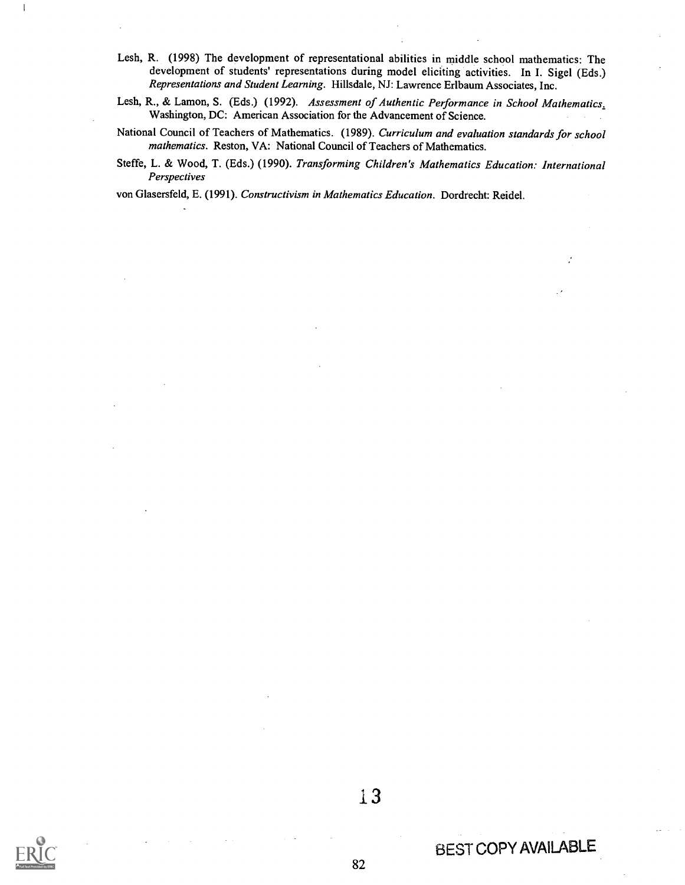Lesh, R. (1998) The development of representational abilities in middle school mathematics: The development of students' representations during model eliciting activities. In I. Sigel (Eds.) *Representations and Student Learning*. Hillsdale, NJ: Lawrence Erlbaum Associates, Inc.

Lesh, R., & Lamon, S. (Eds.) (1992). *Assessment of Authentic Performance in School Mathematics*. Washington, DC: American Association for the Advancement of Science.

National Council of Teachers of Mathematics. (1989). *Curriculum and evaluation standards for school mathematics*. Reston, VA: National Council of Teachers of Mathematics.

Steffe, L. & Wood, T. (Eds.) (1990). *Transforming Children's Mathematics Education: International Perspectives*

von Glasersfeld, E. (1991). *Constructivism in Mathematics Education*. Dordrecht: Reidel.

BEST COPY AVAILABLE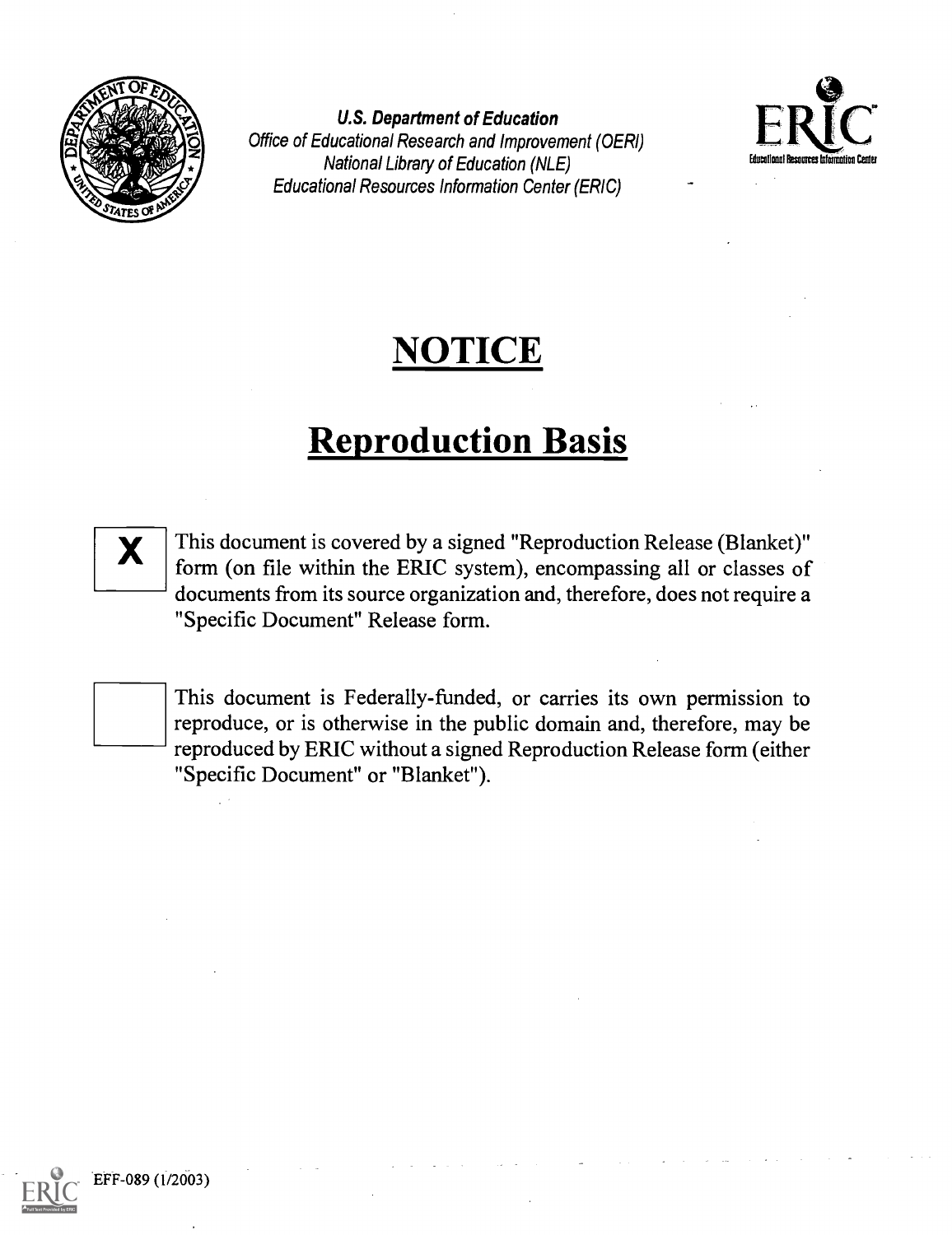**U.S. Department of Education**
*Office of Educational Research and Improvement (OERI)*
*National Library of Education (NLE)*
*Educational Resources Information Center (ERIC)*

# NOTICE

# Reproduction Basis

- [X] This document is covered by a signed "Reproduction Release (Blanket)" form (on file within the ERIC system), encompassing all or classes of documents from its source organization and, therefore, does not require a "Specific Document" Release form.

- [ ] This document is Federally-funded, or carries its own permission to reproduce, or is otherwise in the public domain and, therefore, may be reproduced by ERIC without a signed Reproduction Release form (either "Specific Document" or "Blanket").

EFF-089 (1/2003)